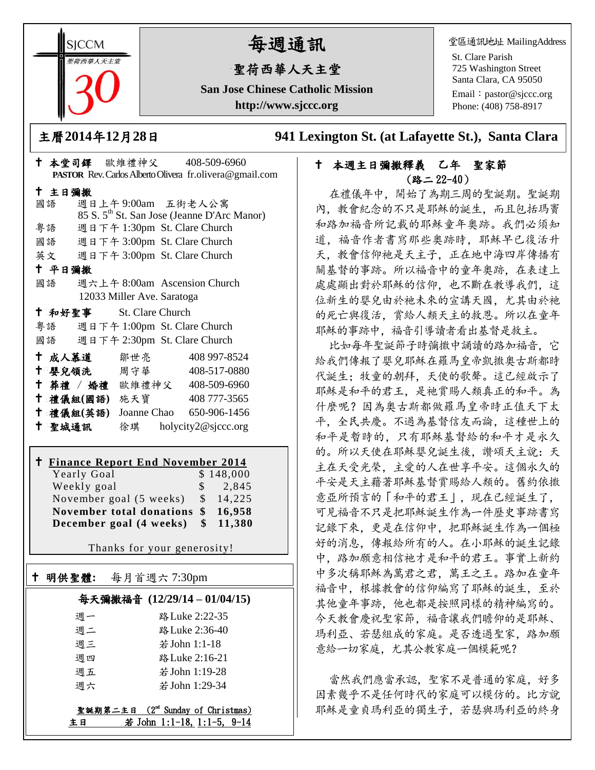SJCCM 聖荷西華人天主堂 30

# 每週通訊

## 聖荷西華人天主堂

**San Jose Chinese Catholic Mission**

**http://www.sjccc.org**

堂區通訊地址 MailingAddress
St. Clare Parish
725 Washington Street
Santa Clara, CA 95050
Email：pastor@sjccc.org
Phone: (408) 758-8917

**主曆2014年12月28日** **941 Lexington St. (at Lafayette St.), Santa Clara**

✝ **本堂司鐸** 歐維禮神父 408-509-6960
**PASTOR** Rev. Carlos Alberto Olivera fr.olivera@gmail.com

✝ **主日彌撒**

國語 週日上午 9:00am 五街老人公寓
85 S. 5th St. San Jose (Jeanne D'Arc Manor)
粵語 週日下午 1:30pm St. Clare Church
國語 週日下午 3:00pm St. Clare Church
英文 週日下午 3:00pm St. Clare Church

✝ **平日彌撒**

國語 週六上午 8:00am Ascension Church
12033 Miller Ave. Saratoga

✝ **和好聖事** St. Clare Church

粵語 週日下午 1:00pm St. Clare Church
國語 週日下午 2:30pm St. Clare Church

| | | |
|---|---|---|
| ✝ **成人慕道** | 鄒世亮 | 408 997-8524 |
| ✝ **嬰兒領洗** | 周守華 | 408-517-0880 |
| ✝ **葬禮 / 婚禮** | 歐維禮神父 | 408-509-6960 |
| ✝ **禮儀組(國語)** | 施天寶 | 408 777-3565 |
| ✝ **禮儀組(英語)** | Joanne Chao | 650-906-1456 |
| ✝ **聖城通訊** | 徐琪 | holycity2@sjccc.org |

✝ **Finance Report End November 2014**

| | |
|---|---|
| Yearly Goal | $ 148,000 |
| Weekly goal | $ 2,845 |
| November goal (5 weeks) | $ 14,225 |
| **November total donations** | **$ 16,958** |
| **December goal (4 weeks)** | **$ 11,380** |

Thanks for your generosity!

✝ **明供聖體:** 每月首週六 7:30pm

**每天彌撒福音 (12/29/14 – 01/04/15)**

| | |
|---|---|
| 週一 | 路Luke 2:22-35 |
| 週二 | 路Luke 2:36-40 |
| 週三 | 若John 1:1-18 |
| 週四 | 路Luke 2:16-21 |
| 週五 | 若John 1:19-28 |
| 週六 | 若John 1:29-34 |

**聖誕期第二主日** (2nd Sunday of Christmas)
**主日** 若 John 1:1-18, 1:1-5, 9-14

✝ **本週主日彌撒釋義 乙年 聖家節**
**(路二 22-40)**

在禮儀年中，開始了為期三周的聖誕期。聖誕期內，教會紀念的不只是耶穌的誕生，而且包括瑪竇和路加福音所記載的耶穌童年奧跡。我們必須知道，福音作者書寫那些奧跡時，耶穌早已復活升天，教會信仰祂是天主子，正在地中海四岸傳播有關基督的事跡。所以福音中的童年奧跡，在表達上處處顯出對於耶穌的信仰，也不斷在教導我們，這位新生的嬰兒由於祂未來的宣講天國，尤其由於祂的死亡與復活，賞給人類天主的救恩。所以在童年耶穌的事跡中，福音引導讀者看出基督是救主。

比如每年聖誕節子時彌撒中誦讀的路加福音，它給我們傳報了嬰兒耶穌在羅馬皇帝凱撒奧古斯都時代誕生；牧童的朝拜，天使的歌聲。這已經啟示了耶穌是和平的君王，是祂賞賜人類真正的和平。為什麼呢？因為奧古斯都做羅馬皇帝時正值天下太平，全民共慶。不過為基督信友而論，這種世上的和平是暫時的，只有耶穌基督給的和平才是永久的。所以天使在耶穌嬰兒誕生後，讚頌天主說：天主在天受光榮，主愛的人在世享平安。這個永久的平安是天主藉著耶穌基督賞賜給人類的。舊約依撒意亞所預言的「和平的君王」，現在已經誕生了，可見福音不只是把耶穌誕生作為一件歷史事跡書寫記錄下來，更是在信仰中，把耶穌誕生作為一個極好的消息，傳報給所有的人。在小耶穌的誕生記錄中，路加願意相信祂才是和平的君王。事實上新約中多次稱耶穌為萬君之君，萬王之王。路加在童年福音中，根據教會的信仰編寫了耶穌的誕生，至於其他童年事跡，他也都是按照同樣的精神編寫的。今天教會慶祝聖家節，福音讓我們瞻仰的是耶穌、瑪利亞、若瑟組成的家庭。是否透過聖家，路加願意給一切家庭，尤其公教家庭一個模範呢？

當然我們應當承認，聖家不是普通的家庭，好多因素幾乎不是任何時代的家庭可以模仿的。比方說耶穌是童貞瑪利亞的獨生子，若瑟與瑪利亞的終身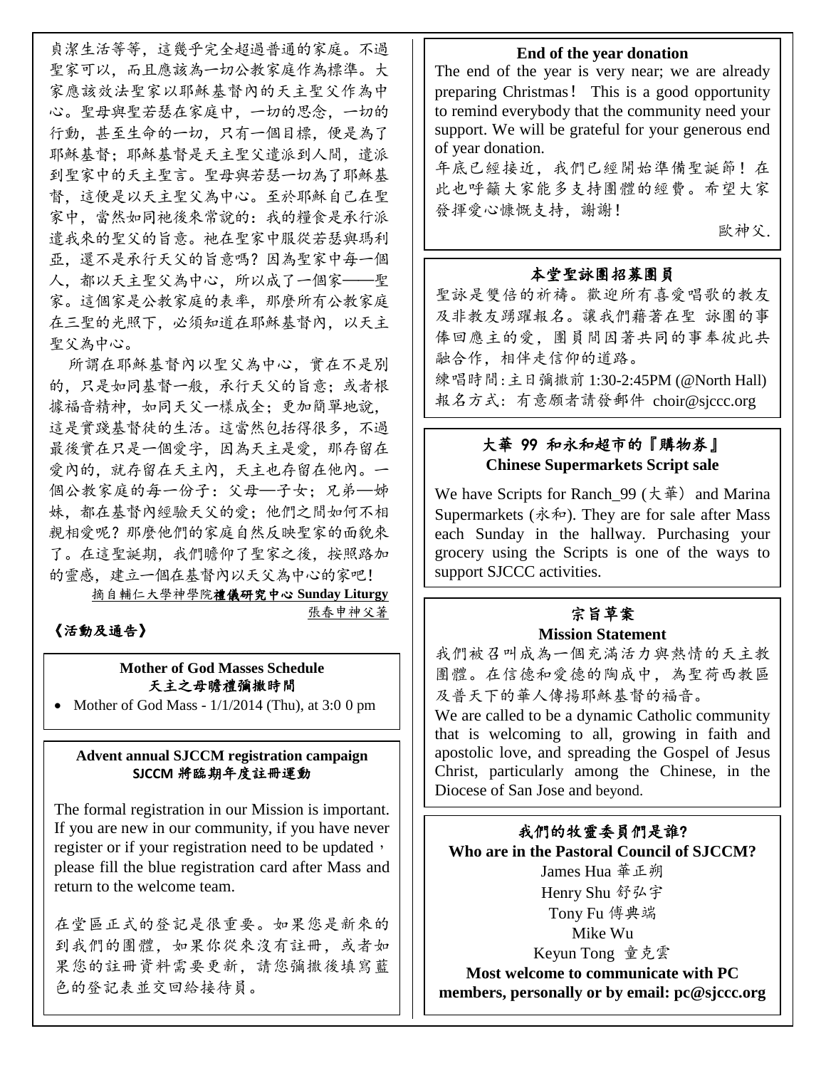貞潔生活等等，這幾乎完全超過普通的家庭。不過聖家可以，而且應該為一切公教家庭作為標準。大家應該效法聖家以耶穌基督內的天主聖父作為中心。聖母與聖若瑟在家庭中，一切的思念，一切的行動，甚至生命的一切，只有一個目標，便是為了耶穌基督；耶穌基督是天主聖父遣派到人間，遣派到聖家中的天主聖言。聖母與若瑟一切為了耶穌基督，這便是以天主聖父為中心。至於耶穌自己在聖家中，當然如同祂後來常說的：我的糧食是承行派遣我來的聖父的旨意。祂在聖家中服從若瑟與瑪利亞，還不是承行天父的旨意嗎？因為聖家中每一個人，都以天主聖父為中心，所以成了一個家——聖家。這個家是公教家庭的表率，那麼所有公教家庭在三聖的光照下，必須知道在耶穌基督內，以天主聖父為中心。

所謂在耶穌基督內以聖父為中心，實在不是別的，只是如同基督一般，承行天父的旨意；或者根據福音精神，如同天父一樣成全；更加簡單地說，這是實踐基督徒的生活。這當然包括得很多，不過最後實在只是一個愛字，因為天主是愛，那存留在愛內的，就存留在天主內，天主也存留在他內。一個公教家庭的每一份子：父母—子女；兄弟—姊妹，都在基督內經驗天父的愛；他們之間如何不相親相愛呢？那麼他們的家庭自然反映聖家的面貌來了。在這聖誕期，我們瞻仰了聖家之後，按照路加的靈感，建立一個在基督內以天父為中心的家吧！

摘自輔仁大學神學院**禮儀研究中心 Sunday Liturgy**

張春申神父著

**《活動及通告》**

### Mother of God Masses Schedule
### 天主之母瞻禮彌撒時間

- Mother of God Mass - 1/1/2014 (Thu), at 3:0 0 pm

### Advent annual SJCCM registration campaign
### SJCCM 將臨期年度註冊運動

The formal registration in our Mission is important. If you are new in our community, if you have never register or if your registration need to be updated，please fill the blue registration card after Mass and return to the welcome team.

在堂區正式的登記是很重要。如果您是新來的到我們的團體，如果你從來沒有註冊，或者如果您的註冊資料需要更新，請您彌撒後填寫藍色的登記表並交回給接待員。

### End of the year donation

The end of the year is very near; we are already preparing Christmas！ This is a good opportunity to remind everybody that the community need your support. We will be grateful for your generous end of year donation.

年底已經接近，我們已經開始準備聖誕節！在此也呼籲大家能多支持團體的經費。希望大家發揮愛心慷慨支持，謝謝！

歐神父.

### 本堂聖詠團招募團員

聖詠是雙倍的祈禱。歡迎所有喜愛唱歌的教友及非教友踴躍報名。讓我們藉著在聖 詠團的事倖回應主的愛，團員間因著共同的事奉彼此共融合作，相伴走信仰的道路。

練唱時間:主日彌撒前 1:30-2:45PM (@North Hall)

報名方式: 有意願者請發郵件 choir@sjccc.org

### 大華 99 和永和超市的『購物券』
### Chinese Supermarkets Script sale

We have Scripts for Ranch_99 (大華) and Marina Supermarkets (永和). They are for sale after Mass each Sunday in the hallway. Purchasing your grocery using the Scripts is one of the ways to support SJCCC activities.

### 宗旨草案
### Mission Statement

我們被召叫成為一個充滿活力與熱情的天主教團體。在信德和愛德的陶成中，為聖荷西教區及普天下的華人傳揚耶穌基督的福音。

We are called to be a dynamic Catholic community that is welcoming to all, growing in faith and apostolic love, and spreading the Gospel of Jesus Christ, particularly among the Chinese, in the Diocese of San Jose and beyond.

### 我們的牧靈委員們是誰?
### Who are in the Pastoral Council of SJCCM?

James Hua 華正朔
Henry Shu 舒弘宇
Tony Fu 傅典端
Mike Wu
Keyun Tong 童克雲

**Most welcome to communicate with PC members, personally or by email: pc@sjccc.org**